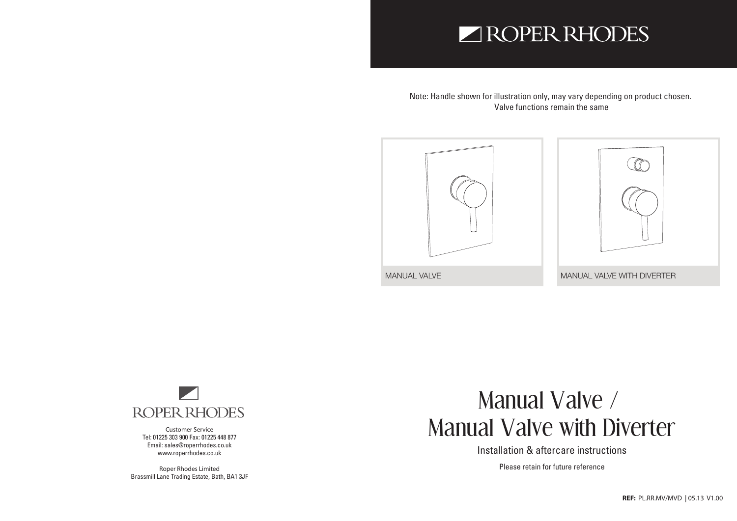ROPER RHODES

Note: Handle shown for illustration only, may vary depending on product chosen.
Valve functions remain the same

MANUAL VALVE

MANUAL VALVE WITH DIVERTER

# Manual Valve / Manual Valve with Diverter

Installation & aftercare instructions

Please retain for future reference

ROPER RHODES

Customer Service
Tel: 01225 303 900 Fax: 01225 448 877
Email: sales@roperrhodes.co.uk
www.roperrhodes.co.uk

Roper Rhodes Limited
Brassmill Lane Trading Estate, Bath, BA1 3JF

**REF:** PL.RR.MV/MVD | 05.13 V1.00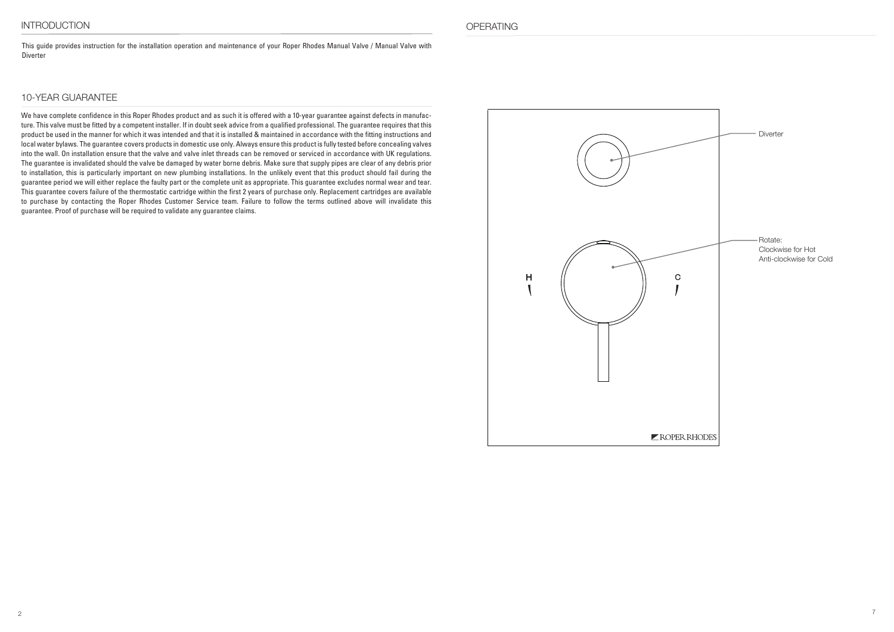# INTRODUCTION

This guide provides instruction for the installation operation and maintenance of your Roper Rhodes Manual Valve / Manual Valve with Diverter

## 10-YEAR GUARANTEE

We have complete confidence in this Roper Rhodes product and as such it is offered with a 10-year guarantee against defects in manufacture. This valve must be fitted by a competent installer. If in doubt seek advice from a qualified professional. The guarantee requires that this product be used in the manner for which it was intended and that it is installed & maintained in accordance with the fitting instructions and local water bylaws. The guarantee covers products in domestic use only. Always ensure this product is fully tested before concealing valves into the wall. On installation ensure that the valve and valve inlet threads can be removed or serviced in accordance with UK regulations. The guarantee is invalidated should the valve be damaged by water borne debris. Make sure that supply pipes are clear of any debris prior to installation, this is particularly important on new plumbing installations. In the unlikely event that this product should fail during the guarantee period we will either replace the faulty part or the complete unit as appropriate. This guarantee excludes normal wear and tear. This guarantee covers failure of the thermostatic cartridge within the first 2 years of purchase only. Replacement cartridges are available to purchase by contacting the Roper Rhodes Customer Service team. Failure to follow the terms outlined above will invalidate this guarantee. Proof of purchase will be required to validate any guarantee claims.

# OPERATING

Diverter

H

C

Rotate:
Clockwise for Hot
Anti-clockwise for Cold

ROPER RHODES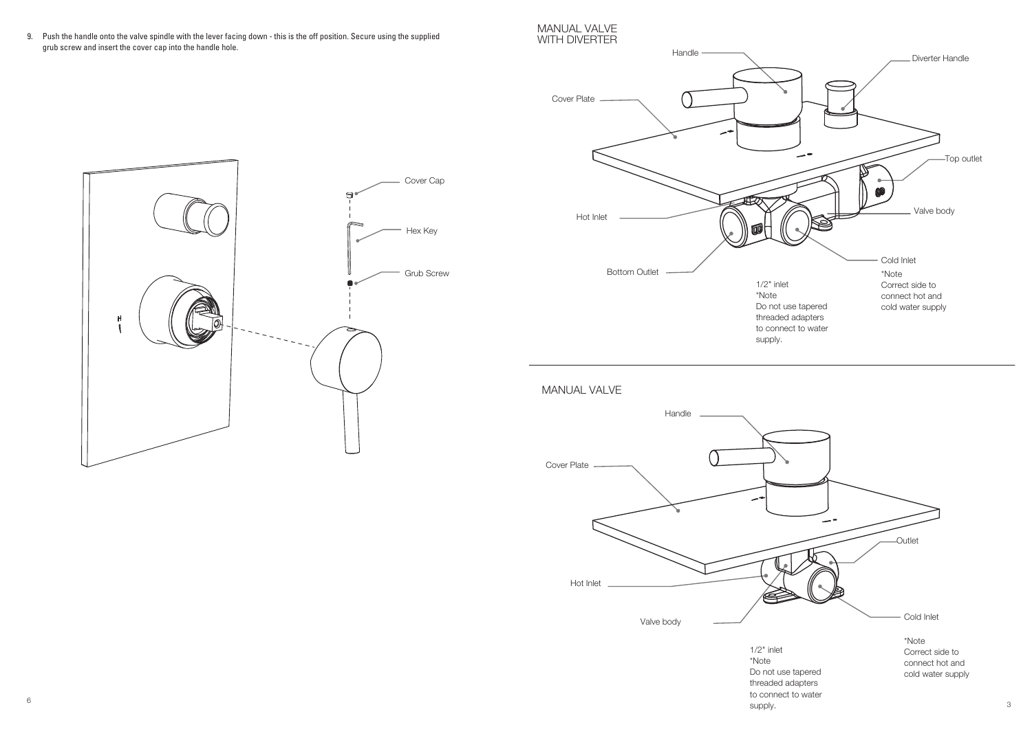9. Push the handle onto the valve spindle with the lever facing down - this is the off position. Secure using the supplied grub screw and insert the cover cap into the handle hole.

Cover Cap

Hex Key

Grub Screw

## MANUAL VALVE WITH DIVERTER

Handle

Diverter Handle

Cover Plate

Top outlet

Hot Inlet

Valve body

Cold Inlet

Bottom Outlet

1/2" inlet
*Note
Do not use tapered threaded adapters to connect to water supply.

*Note
Correct side to connect hot and cold water supply

## MANUAL VALVE

Handle

Cover Plate

Outlet

Hot Inlet

Cold Inlet

Valve body

1/2" inlet
*Note
Do not use tapered threaded adapters to connect to water supply.

*Note
Correct side to connect hot and cold water supply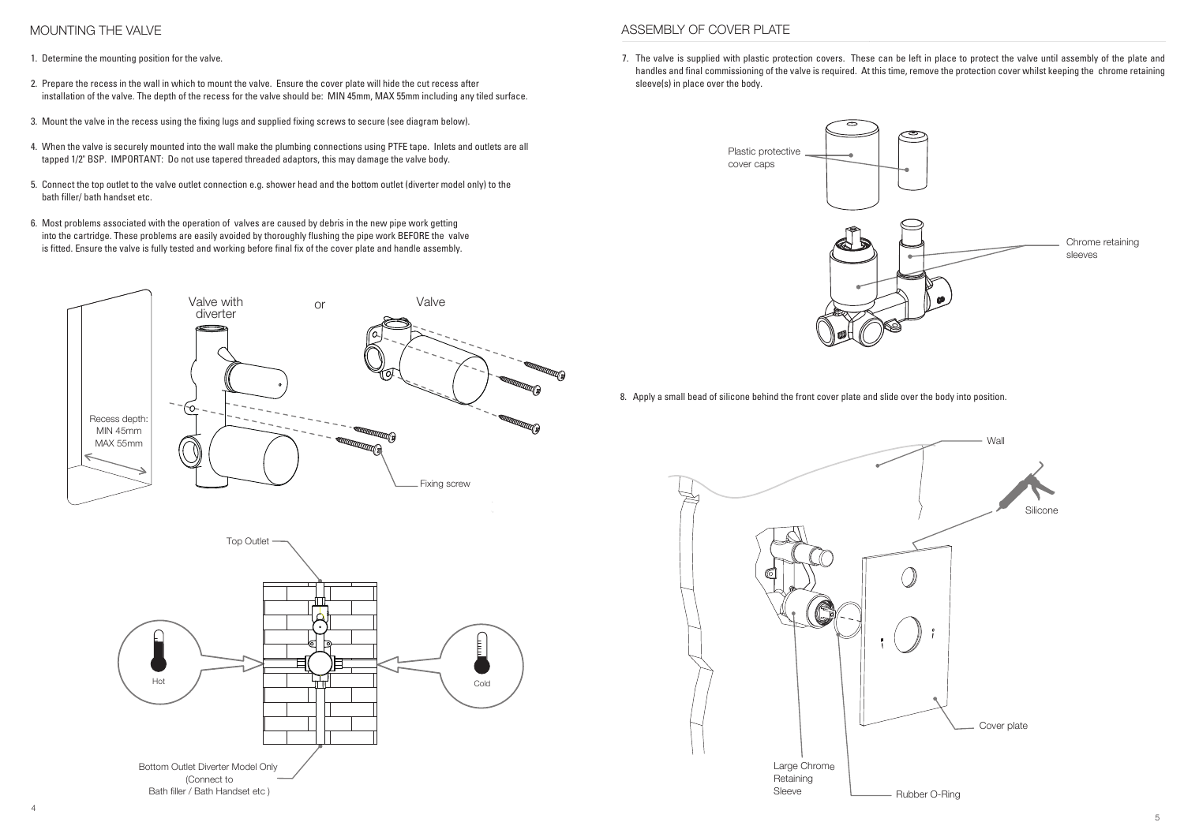## MOUNTING THE VALVE

1. Determine the mounting position for the valve.
2. Prepare the recess in the wall in which to mount the valve. Ensure the cover plate will hide the cut recess after installation of the valve. The depth of the recess for the valve should be: MIN 45mm, MAX 55mm including any tiled surface.
3. Mount the valve in the recess using the fixing lugs and supplied fixing screws to secure (see diagram below).
4. When the valve is securely mounted into the wall make the plumbing connections using PTFE tape. Inlets and outlets are all tapped 1/2" BSP. IMPORTANT: Do not use tapered threaded adaptors, this may damage the valve body.
5. Connect the top outlet to the valve outlet connection e.g. shower head and the bottom outlet (diverter model only) to the bath filler/ bath handset etc.
6. Most problems associated with the operation of valves are caused by debris in the new pipe work getting into the cartridge. These problems are easily avoided by thoroughly flushing the pipe work BEFORE the valve is fitted. Ensure the valve is fully tested and working before final fix of the cover plate and handle assembly.

Recess depth:
MIN 45mm
MAX 55mm

Valve with diverter

or

Valve

Fixing screw

Top Outlet

Hot

Cold

Bottom Outlet Diverter Model Only
(Connect to
Bath filler / Bath Handset etc )

## ASSEMBLY OF COVER PLATE

7. The valve is supplied with plastic protection covers. These can be left in place to protect the valve until assembly of the plate and handles and final commissioning of the valve is required. At this time, remove the protection cover whilst keeping the chrome retaining sleeve(s) in place over the body.

Plastic protective cover caps

Chrome retaining sleeves

8. Apply a small bead of silicone behind the front cover plate and slide over the body into position.

Wall

Silicone

Cover plate

Large Chrome Retaining Sleeve

Rubber O-Ring